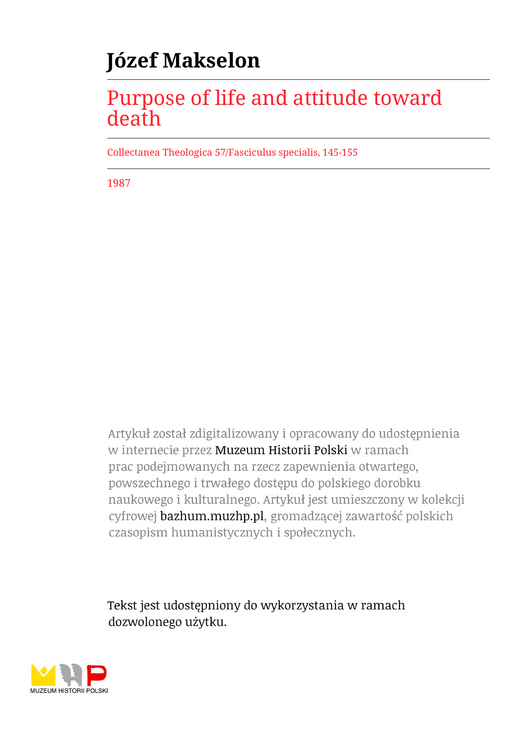# Józef Makselon

## Purpose of life and attitude toward death

Collectanea Theologica 57/Fasciculus specialis, 145-155

1987

Artykuł został zdigitalizowany i opracowany do udostępnienia w internecie przez Muzeum Historii Polski w ramach prac podejmowanych na rzecz zapewnienia otwartego, powszechnego i trwałego dostępu do polskiego dorobku naukowego i kulturalnego. Artykuł jest umieszczony w kolekcji cyfrowej bazhum.muzhp.pl, gromadzącej zawartość polskich czasopism humanistycznych i społecznych.

Tekst jest udostępniony do wykorzystania w ramach dozwolonego użytku.

MUZEUM HISTORII POLSKI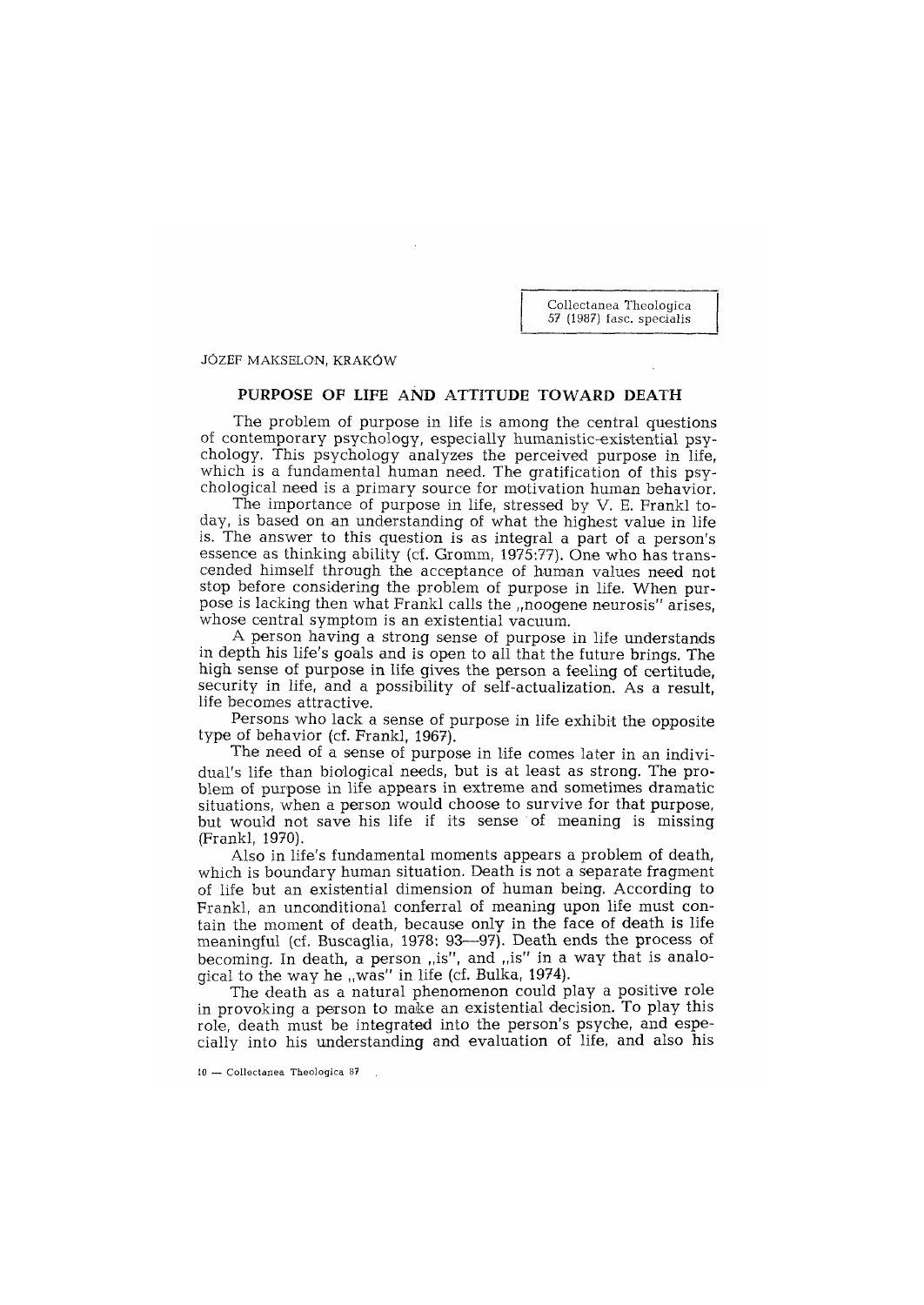JÓZEF MAKSELON, KRAKÓW

# PURPOSE OF LIFE AND ATTITUDE TOWARD DEATH

The problem of purpose in life is among the central questions of contemporary psychology, especially humanistic-existential psychology. This psychology analyzes the perceived purpose in life, which is a fundamental human need. The gratification of this psychological need is a primary source for motivation human behavior.

The importance of purpose in life, stressed by V. E. Frankl today, is based on an understanding of what the highest value in life is. The answer to this question is as integral a part of a person's essence as thinking ability (cf. Gromm, 1975:77). One who has transcended himself through the acceptance of human values need not stop before considering the problem of purpose in life. When purpose is lacking then what Frankl calls the „noogene neurosis" arises, whose central symptom is an existential vacuum.

A person having a strong sense of purpose in life understands in depth his life's goals and is open to all that the future brings. The high sense of purpose in life gives the person a feeling of certitude, security in life, and a possibility of self-actualization. As a result, life becomes attractive.

Persons who lack a sense of purpose in life exhibit the opposite type of behavior (cf. Frankl, 1967).

The need of a sense of purpose in life comes later in an individual's life than biological needs, but is at least as strong. The problem of purpose in life appears in extreme and sometimes dramatic situations, when a person would choose to survive for that purpose, but would not save his life if its sense of meaning is missing (Frankl, 1970).

Also in life's fundamental moments appears a problem of death, which is boundary human situation. Death is not a separate fragment of life but an existential dimension of human being. According to Frankl, an unconditional conferral of meaning upon life must contain the moment of death, because only in the face of death is life meaningful (cf. Buscaglia, 1978: 93—97). Death ends the process of becoming. In death, a person „is", and „is" in a way that is analogical to the way he „was" in life (cf. Bulka, 1974).

The death as a natural phenomenon could play a positive role in provoking a person to make an existential decision. To play this role, death must be integrated into the person's psyche, and especially into his understanding and evaluation of life, and also his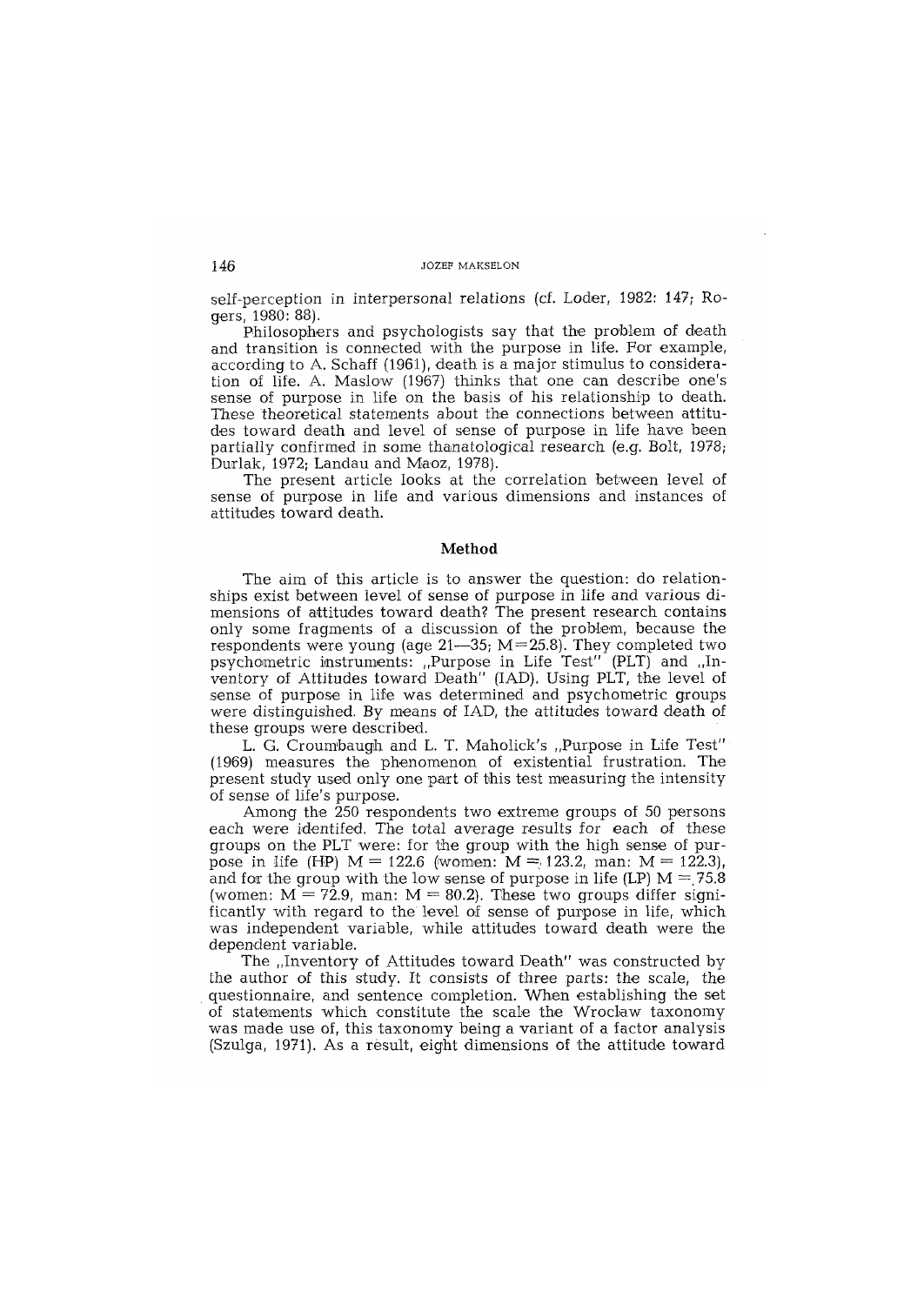self-perception in interpersonal relations (cf. Loder, 1982: 147; Rogers, 1980: 88).

Philosophers and psychologists say that the problem of death and transition is connected with the purpose in life. For example, according to A. Schaff (1961), death is a major stimulus to consideration of life. A. Maslow (1967) thinks that one can describe one's sense of purpose in life on the basis of his relationship to death. These theoretical statements about the connections between attitudes toward death and level of sense of purpose in life have been partially confirmed in some thanatological research (e.g. Bolt, 1978; Durlak, 1972; Landau and Maoz, 1978).

The present article looks at the correlation between level of sense of purpose in life and various dimensions and instances of attitudes toward death.

## Method

The aim of this article is to answer the question: do relationships exist between level of sense of purpose in life and various dimensions of attitudes toward death? The present research contains only some fragments of a discussion of the problem, because the respondents were young (age 21—35; M=25.8). They completed two psychometric instruments: „Purpose in Life Test" (PLT) and „Inventory of Attitudes toward Death" (IAD). Using PLT, the level of sense of purpose in life was determined and psychometric groups were distinguished. By means of IAD, the attitudes toward death of these groups were described.

L. G. Croumbaugh and L. T. Maholick's „Purpose in Life Test" (1969) measures the phenomenon of existential frustration. The present study used only one part of this test measuring the intensity of sense of life's purpose.

Among the 250 respondents two extreme groups of 50 persons each were identifed. The total average results for each of these groups on the PLT were: for the group with the high sense of purpose in life (HP) M = 122.6 (women: M = 123.2, man: M = 122.3), and for the group with the low sense of purpose in life (LP) M = 75.8 (women: M = 72.9, man: M = 80.2). These two groups differ significantly with regard to the level of sense of purpose in life, which was independent variable, while attitudes toward death were the dependent variable.

The „Inventory of Attitudes toward Death" was constructed by the author of this study. It consists of three parts: the scale, the questionnaire, and sentence completion. When establishing the set of statements which constitute the scale the Wroclaw taxonomy was made use of, this taxonomy being a variant of a factor analysis (Szulga, 1971). As a result, eight dimensions of the attitude toward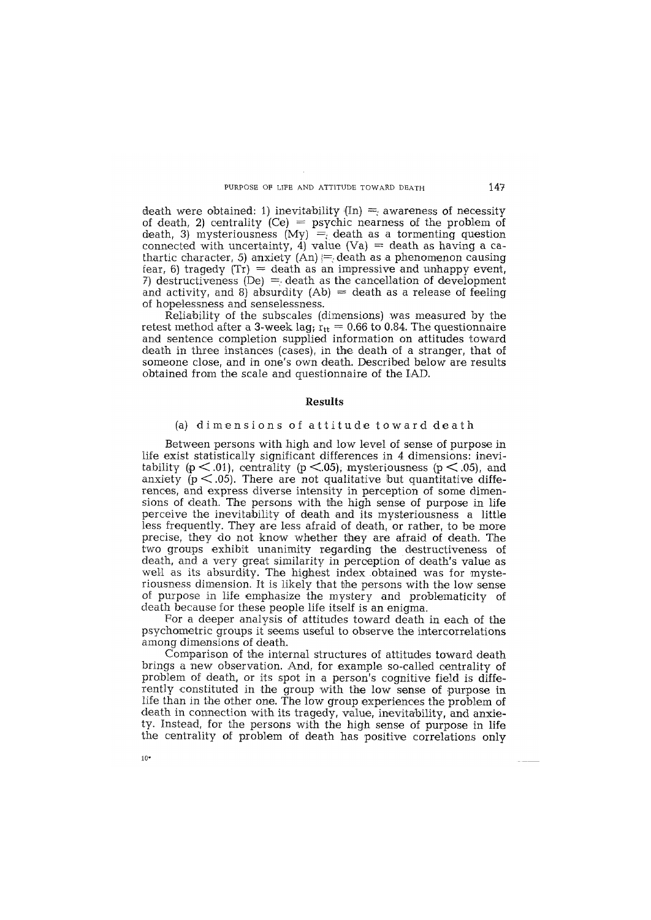death were obtained: 1) inevitability (In) = awareness of necessity of death, 2) centrality (Ce) = psychic nearness of the problem of death, 3) mysteriousness (My) = death as a tormenting question connected with uncertainty, 4) value (Va) = death as having a cathartic character, 5) anxiety (An) = death as a phenomenon causing fear, 6) tragedy (Tr) = death as an impressive and unhappy event, 7) destructiveness (De) = death as the cancellation of development and activity, and 8) absurdity (Ab) = death as a release of feeling of hopelessness and senselessness.

Reliability of the subscales (dimensions) was measured by the retest method after a 3-week lag; $r_{tt} = 0.66$ to $0.84$. The questionnaire and sentence completion supplied information on attitudes toward death in three instances (cases), in the death of a stranger, that of someone close, and in one's own death. Described below are results obtained from the scale and questionnaire of the IAD.

## Results

### (a) dimensions of attitude toward death

Between persons with high and low level of sense of purpose in life exist statistically significant differences in 4 dimensions: inevitability ($p < .01$), centrality ($p < .05$), mysteriousness ($p < .05$), and anxiety ($p < .05$). There are not qualitative but quantitative differences, and express diverse intensity in perception of some dimensions of death. The persons with the high sense of purpose in life perceive the inevitability of death and its mysteriousness a little less frequently. They are less afraid of death, or rather, to be more precise, they do not know whether they are afraid of death. The two groups exhibit unanimity regarding the destructiveness of death, and a very great similarity in perception of death's value as well as its absurdity. The highest index obtained was for mysteriousness dimension. It is likely that the persons with the low sense of purpose in life emphasize the mystery and problematicity of death because for these people life itself is an enigma.

For a deeper analysis of attitudes toward death in each of the psychometric groups it seems useful to observe the intercorrelations among dimensions of death.

Comparison of the internal structures of attitudes toward death brings a new observation. And, for example so-called centrality of problem of death, or its spot in a person's cognitive field is differently constituted in the group with the low sense of purpose in life than in the other one. The low group experiences the problem of death in connection with its tragedy, value, inevitability, and anxiety. Instead, for the persons with the high sense of purpose in life the centrality of problem of death has positive correlations only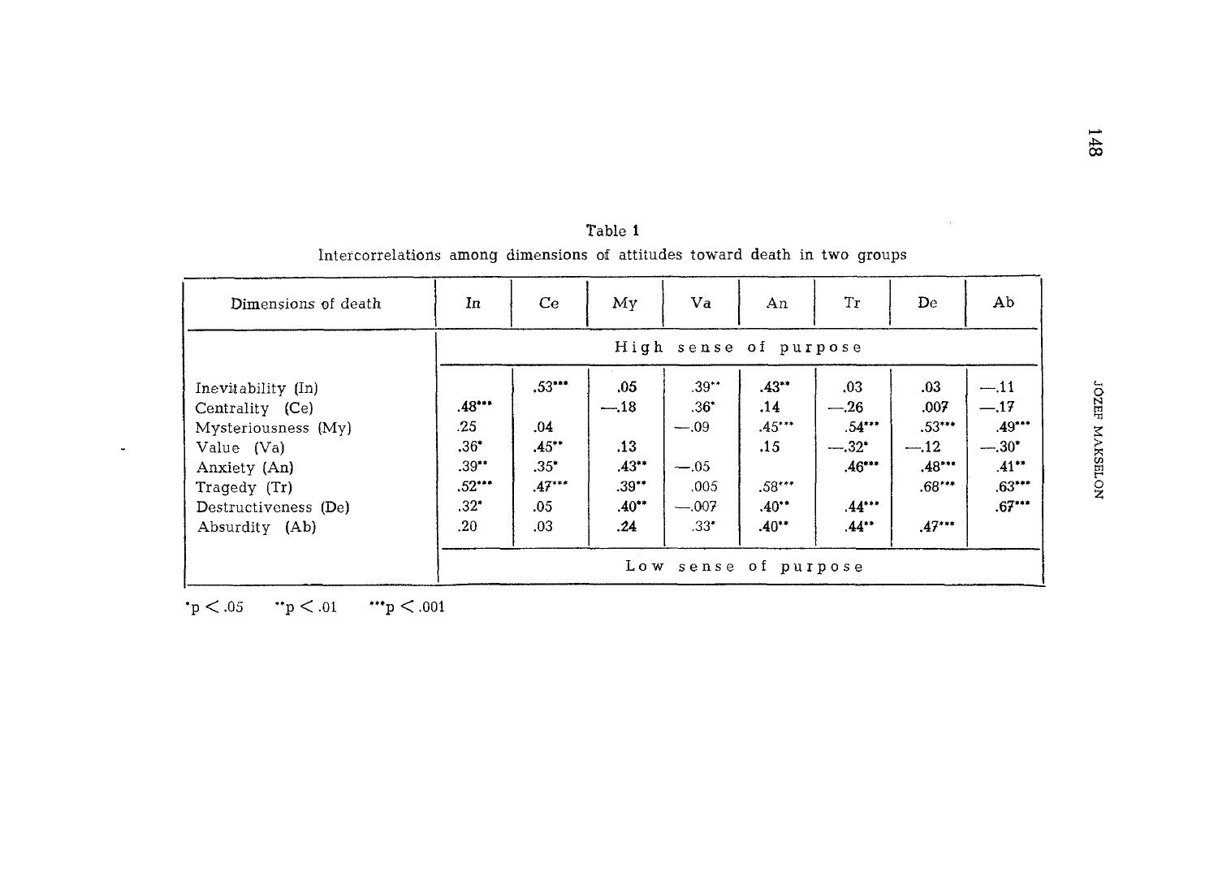Table 1

Intercorrelations among dimensions of attitudes toward death in two groups

| Dimensions of death | In | Ce | My | Va | An | Tr | De | Ab |
|---|---|---|---|---|---|---|---|---|
| | High sense of purpose | | | | | | | |
| Inevitability (In) | | .53*** | .05 | .39** | .43** | .03 | .03 | —.11 |
| Centrality (Ce) | .48*** | | —.18 | .36* | .14 | —.26 | .007 | —.17 |
| Mysteriousness (My) | .25 | .04 | | —.09 | .45*** | .54*** | .53*** | .49*** |
| Value (Va) | .36* | .45** | .13 | | .15 | —.32* | —.12 | —.30* |
| Anxiety (An) | .39** | .35* | .43** | —.05 | | .46*** | .48*** | .41** |
| Tragedy (Tr) | .52*** | .47*** | .39** | .005 | .58*** | | .68*** | .63*** |
| Destructiveness (De) | .32* | .05 | .40** | —.007 | .40** | .44*** | | .67*** |
| Absurdity (Ab) | .20 | .03 | .24 | .33* | .40** | .44** | .47*** | |
| | Low sense of purpose | | | | | | | |

*p < .05 **p < .01 ***p < .001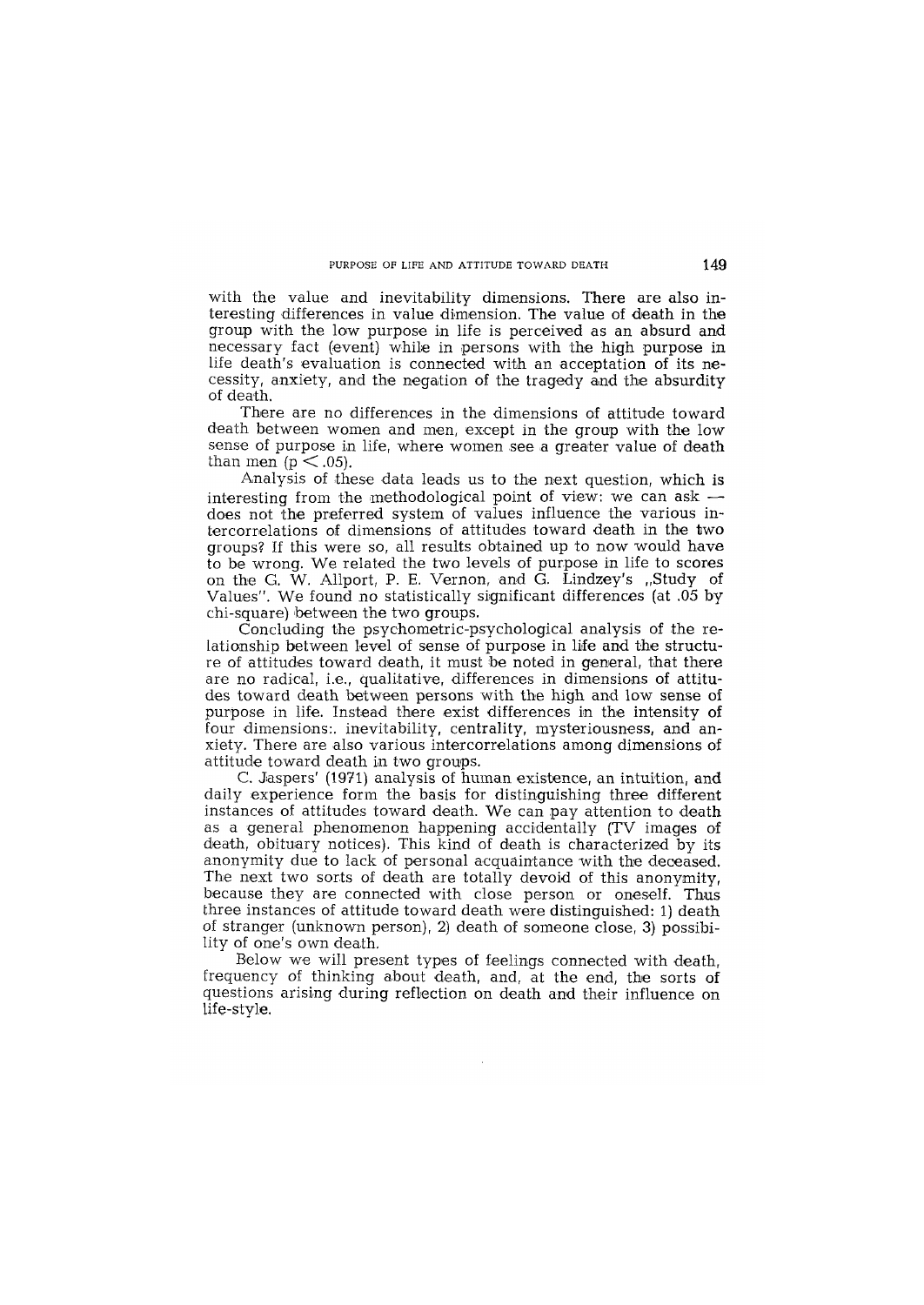with the value and inevitability dimensions. There are also interesting differences in value dimension. The value of death in the group with the low purpose in life is perceived as an absurd and necessary fact (event) while in persons with the high purpose in life death's evaluation is connected with an acceptation of its necessity, anxiety, and the negation of the tragedy and the absurdity of death.

There are no differences in the dimensions of attitude toward death between women and men, except in the group with the low sense of purpose in life, where women see a greater value of death than men ($p < .05$).

Analysis of these data leads us to the next question, which is interesting from the methodological point of view: we can ask — does not the preferred system of values influence the various intercorrelations of dimensions of attitudes toward death in the two groups? If this were so, all results obtained up to now would have to be wrong. We related the two levels of purpose in life to scores on the G. W. Allport, P. E. Vernon, and G. Lindzey's „Study of Values". We found no statistically significant differences (at .05 by chi-square) between the two groups.

Concluding the psychometric-psychological analysis of the relationship between level of sense of purpose in life and the structure of attitudes toward death, it must be noted in general, that there are no radical, i.e., qualitative, differences in dimensions of attitudes toward death between persons with the high and low sense of purpose in life. Instead there exist differences in the intensity of four dimensions:. inevitability, centrality, mysteriousness, and anxiety. There are also various intercorrelations among dimensions of attitude toward death in two groups.

C. Jaspers' (1971) analysis of human existence, an intuition, and daily experience form the basis for distinguishing three different instances of attitudes toward death. We can pay attention to death as a general phenomenon happening accidentally (TV images of death, obituary notices). This kind of death is characterized by its anonymity due to lack of personal acquaintance with the deceased. The next two sorts of death are totally devoid of this anonymity, because they are connected with close person or oneself. Thus three instances of attitude toward death were distinguished: 1) death of stranger (unknown person), 2) death of someone close, 3) possibility of one's own death.

Below we will present types of feelings connected with death, frequency of thinking about death, and, at the end, the sorts of questions arising during reflection on death and their influence on life-style.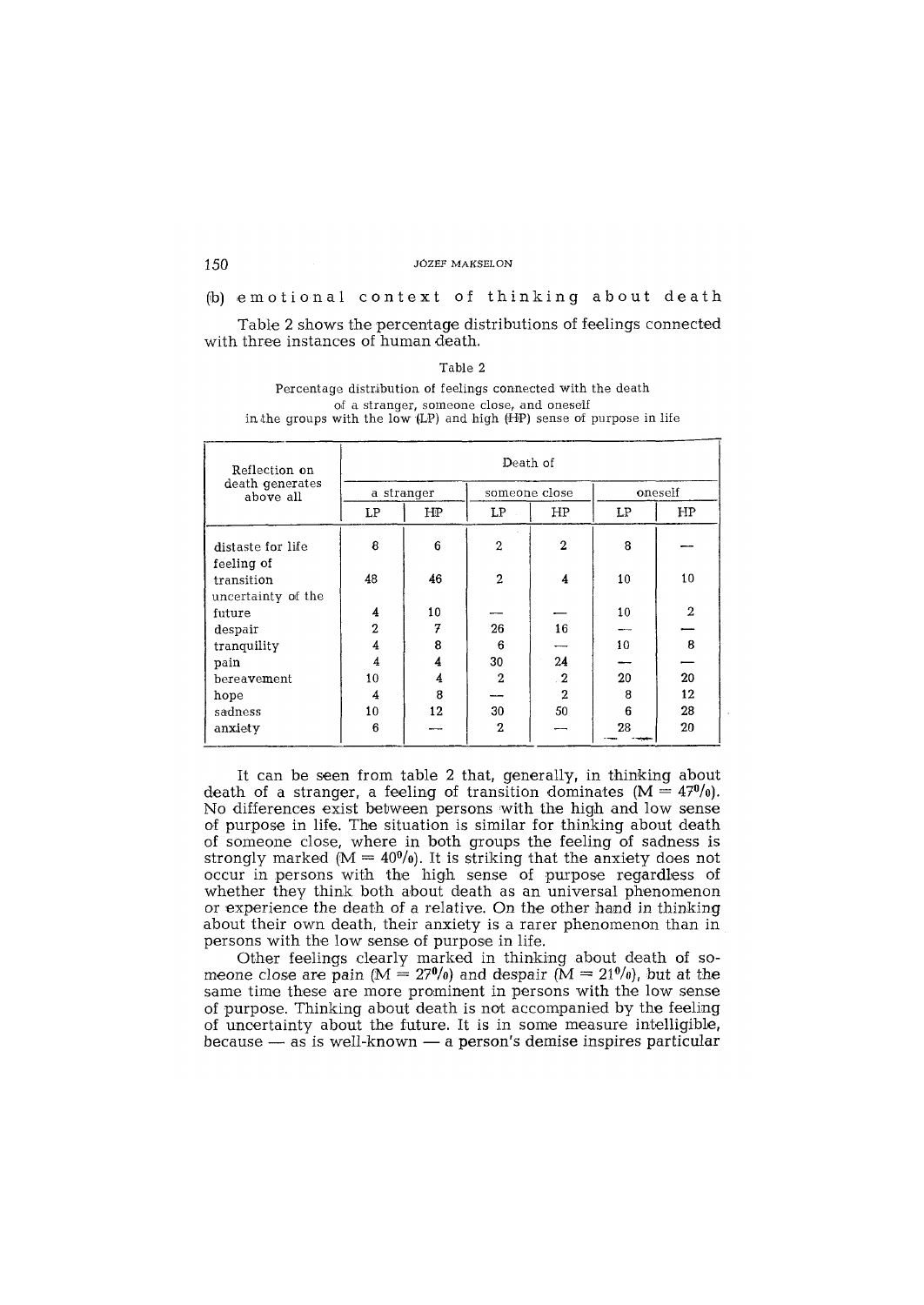(b) emotional context of thinking about death

Table 2 shows the percentage distributions of feelings connected with three instances of human death.

Table 2

Percentage distribution of feelings connected with the death of a stranger, someone close, and oneself in the groups with the low (LP) and high (HP) sense of purpose in life

| Reflection on death generates above all | Death of | | | | | |
|---|---|---|---|---|---|---|
| | a stranger | | someone close | | oneself | |
| | LP | HP | LP | HP | LP | HP |
| distaste for life | 8 | 6 | 2 | 2 | 8 | — |
| feeling of transition | 48 | 46 | 2 | 4 | 10 | 10 |
| uncertainty of the future | 4 | 10 | — | — | 10 | 2 |
| despair | 2 | 7 | 26 | 16 | — | — |
| tranquility | 4 | 8 | 6 | — | 10 | 8 |
| pain | 4 | 4 | 30 | 24 | — | — |
| bereavement | 10 | 4 | 2 | 2 | 20 | 20 |
| hope | 4 | 8 | — | 2 | 8 | 12 |
| sadness | 10 | 12 | 30 | 50 | 6 | 28 |
| anxiety | 6 | — | 2 | — | 28 | 20 |

It can be seen from table 2 that, generally, in thinking about death of a stranger, a feeling of transition dominates ($M = 47\%$). No differences exist between persons with the high and low sense of purpose in life. The situation is similar for thinking about death of someone close, where in both groups the feeling of sadness is strongly marked ($M = 40\%$). It is striking that the anxiety does not occur in persons with the high sense of purpose regardless of whether they think both about death as an universal phenomenon or experience the death of a relative. On the other hand in thinking about their own death, their anxiety is a rarer phenomenon than in persons with the low sense of purpose in life.

Other feelings clearly marked in thinking about death of someone close are pain ($M = 27\%$) and despair ($M = 21\%$), but at the same time these are more prominent in persons with the low sense of purpose. Thinking about death is not accompanied by the feeling of uncertainty about the future. It is in some measure intelligible, because — as is well-known — a person's demise inspires particular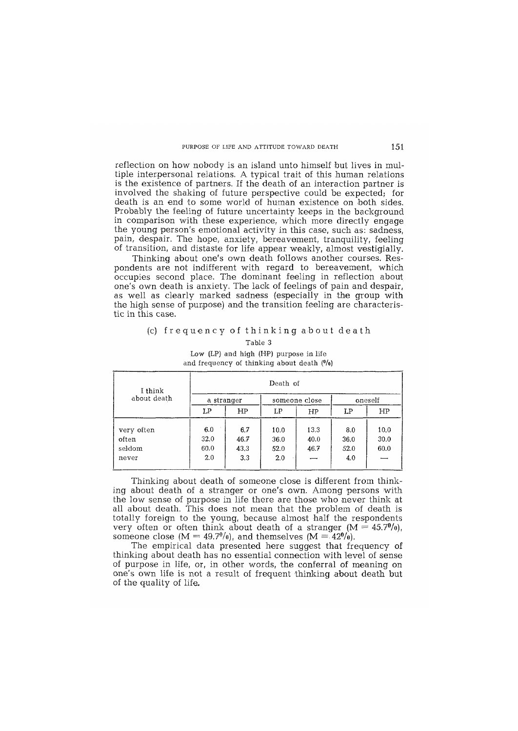reflection on how nobody is an island unto himself but lives in multiple interpersonal relations. A typical trait of this human relations is the existence of partners. If the death of an interaction partner is involved the shaking of future perspective could be expected; for death is an end to some world of human existence on both sides. Probably the feeling of future uncertainty keeps in the background in comparison with these experience, which more directly engage the young person's emotional activity in this case, such as: sadness, pain, despair. The hope, anxiety, bereavement, tranquility, feeling of transition, and distaste for life appear weakly, almost vestigially.

Thinking about one's own death follows another courses. Respondents are not indifferent with regard to bereavement, which occupies second place. The dominant feeling in reflection about one's own death is anxiety. The lack of feelings of pain and despair, as well as clearly marked sadness (especially in the group with the high sense of purpose) and the transition feeling are characteristic in this case.

### (c) frequency of thinking about death

Table 3

Low (LP) and high (HP) purpose in life and frequency of thinking about death (%)

| I think about death | Death of | | | | | |
|---|---|---|---|---|---|---|
| | a stranger | | someone close | | oneself | |
| | LP | HP | LP | HP | LP | HP |
| very often | 6.0 | 6.7 | 10.0 | 13.3 | 8.0 | 10.0 |
| often | 32.0 | 46.7 | 36.0 | 40.0 | 36.0 | 30.0 |
| seldom | 60.0 | 43.3 | 52.0 | 46.7 | 52.0 | 60.0 |
| never | 2.0 | 3.3 | 2.0 | — | 4.0 | — |

Thinking about death of someone close is different from thinking about death of a stranger or one's own. Among persons with the low sense of purpose in life there are those who never think at all about death. This does not mean that the problem of death is totally foreign to the young, because almost half the respondents very often or often think about death of a stranger (M = 45.7%), someone close (M = 49.7%), and themselves (M = 42%).

The empirical data presented here suggest that frequency of thinking about death has no essential connection with level of sense of purpose in life, or, in other words, the conferral of meaning on one's own life is not a result of frequent thinking about death but of the quality of life.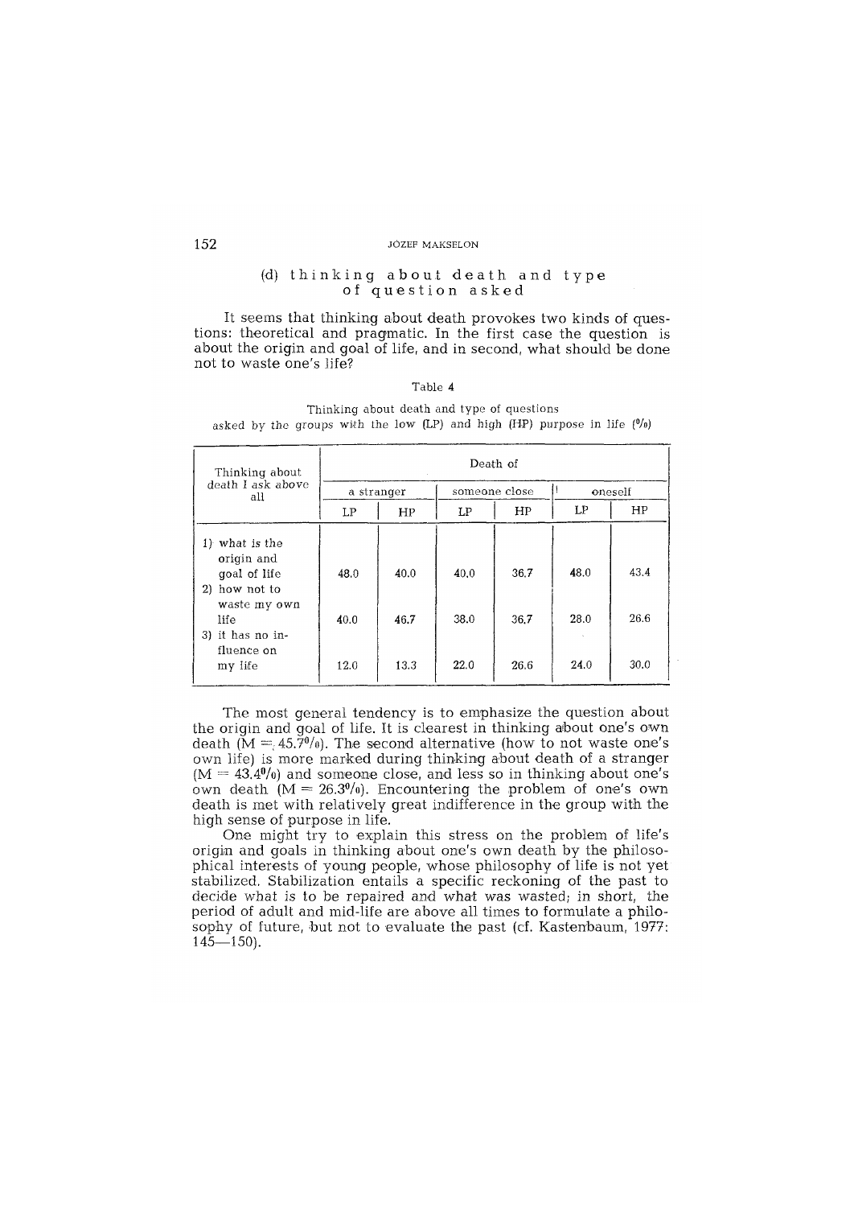### (d) thinking about death and type of question asked

It seems that thinking about death provokes two kinds of questions: theoretical and pragmatic. In the first case the question is about the origin and goal of life, and in second, what should be done not to waste one's life?

Table 4

Thinking about death and type of questions asked by the groups with the low (LP) and high (HP) purpose in life (%)

| Thinking about death I ask above all | Death of | | | | | |
|---|---|---|---|---|---|---|
| | a stranger | | someone close | | oneself | |
| | LP | HP | LP | HP | LP | HP |
| 1) what is the origin and goal of life | 48.0 | 40.0 | 40.0 | 36.7 | 48.0 | 43.4 |
| 2) how not to waste my own life | 40.0 | 46.7 | 38.0 | 36.7 | 28.0 | 26.6 |
| 3) it has no influence on my life | 12.0 | 13.3 | 22.0 | 26.6 | 24.0 | 30.0 |

The most general tendency is to emphasize the question about the origin and goal of life. It is clearest in thinking about one's own death ($M = 45.7\%$). The second alternative (how to not waste one's own life) is more marked during thinking about death of a stranger ($M = 43.4\%$) and someone close, and less so in thinking about one's own death ($M = 26.3\%$). Encountering the problem of one's own death is met with relatively great indifference in the group with the high sense of purpose in life.

One might try to explain this stress on the problem of life's origin and goals in thinking about one's own death by the philosophical interests of young people, whose philosophy of life is not yet stabilized. Stabilization entails a specific reckoning of the past to decide what is to be repaired and what was wasted; in short, the period of adult and mid-life are above all times to formulate a philosophy of future, but not to evaluate the past (cf. Kastenbaum, 1977: 145—150).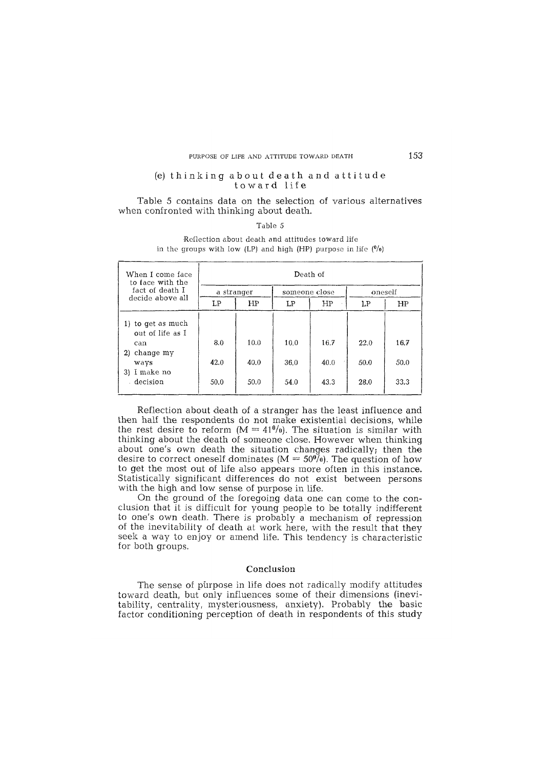### (e) thinking about death and attitude toward life

Table 5 contains data on the selection of various alternatives when confronted with thinking about death.

Table 5

Reflection about death and attitudes toward life in the groups with low (LP) and high (HP) purpose in life (%)

| When I come face to face with the fact of death I decide above all | Death of | | | | | |
|---|---|---|---|---|---|---|
| | a stranger | | someone close | | oneself | |
| | LP | HP | LP | HP | LP | HP |
| 1) to get as much out of life as I can | 8.0 | 10.0 | 10.0 | 16.7 | 22.0 | 16.7 |
| 2) change my ways | 42.0 | 40.0 | 36.0 | 40.0 | 50.0 | 50.0 |
| 3) I make no decision | 50.0 | 50.0 | 54.0 | 43.3 | 28.0 | 33.3 |

Reflection about death of a stranger has the least influence and then half the respondents do not make existential decisions, while the rest desire to reform (M = 41%). The situation is similar with thinking about the death of someone close. However when thinking about one's own death the situation changes radically; then the desire to correct oneself dominates (M = 50%). The question of how to get the most out of life also appears more often in this instance. Statistically significant differences do not exist between persons with the high and low sense of purpose in life.

On the ground of the foregoing data one can come to the conclusion that it is difficult for young people to be totally indifferent to one's own death. There is probably a mechanism of repression of the inevitability of death at work here, with the result that they seek a way to enjoy or amend life. This tendency is characteristic for both groups.

## Conclusion

The sense of purpose in life does not radically modify attitudes toward death, but only influences some of their dimensions (inevitability, centrality, mysteriousness, anxiety). Probably the basic factor conditioning perception of death in respondents of this study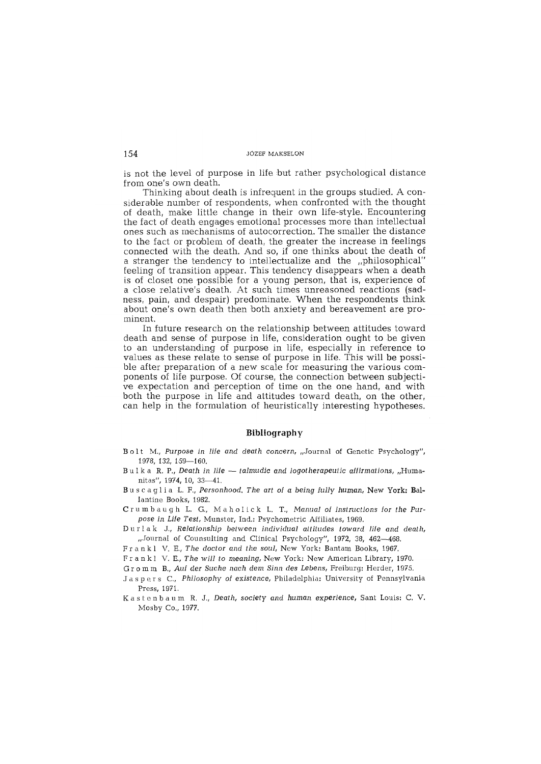is not the level of purpose in life but rather psychological distance from one's own death.

Thinking about death is infrequent in the groups studied. A considerable number of respondents, when confronted with the thought of death, make little change in their own life-style. Encountering the fact of death engages emotional processes more than intellectual ones such as mechanisms of autocorrection. The smaller the distance to the fact or problem of death, the greater the increase in feelings connected with the death. And so, if one thinks about the death of a stranger the tendency to intellectualize and the „philosophical" feeling of transition appear. This tendency disappears when a death is of closet one possible for a young person, that is, experience of a close relative's death. At such times unreasoned reactions (sadness, pain, and despair) predominate. When the respondents think about one's own death then both anxiety and bereavement are prominent.

In future research on the relationship between attitudes toward death and sense of purpose in life, consideration ought to be given to an understanding of purpose in life, especially in reference to values as these relate to sense of purpose in life. This will be possible after preparation of a new scale for measuring the various components of life purpose. Of course, the connection between subjective expectation and perception of time on the one hand, and with both the purpose in life and attitudes toward death, on the other, can help in the formulation of heuristically interesting hypotheses.

## Bibliography

Bolt M., *Purpose in life and death concern*, „Journal of Genetic Psychology", 1978, 132, 159—160.

Bulka R. P., *Death in life — talmudic and logotherapeutic affirmations*, „Humanitas", 1974, 10, 33—41.

Buscaglia L. F., *Personhood. The art of a being fully human*, New York: Ballantine Books, 1982.

Crumbaugh L. G., Maholick L. T., *Manual of instructions for the Purpose in Life Test*, Munster, Ind.: Psychometric Affiliates, 1969.

Durlak J., *Relationship between individual attitudes toward life and death*, „Journal of Counsulting and Clinical Psychology", 1972, 38, 462—468.

Frankl V. E., *The doctor and the soul*, New York: Bantam Books, 1967.

Frankl V. E., *The will to meaning*, New York: New American Library, 1970.

Gromm B., *Auf der Suche nach dem Sinn des Lebens*, Freiburg: Herder, 1975.

Jaspers C., *Philosophy of existence*, Philadelphia: University of Pennsylvania Press, 1971.

Kastenbaum R. J., *Death, society and human experience*, Sant Louis: C. V. Mosby Co., 1977.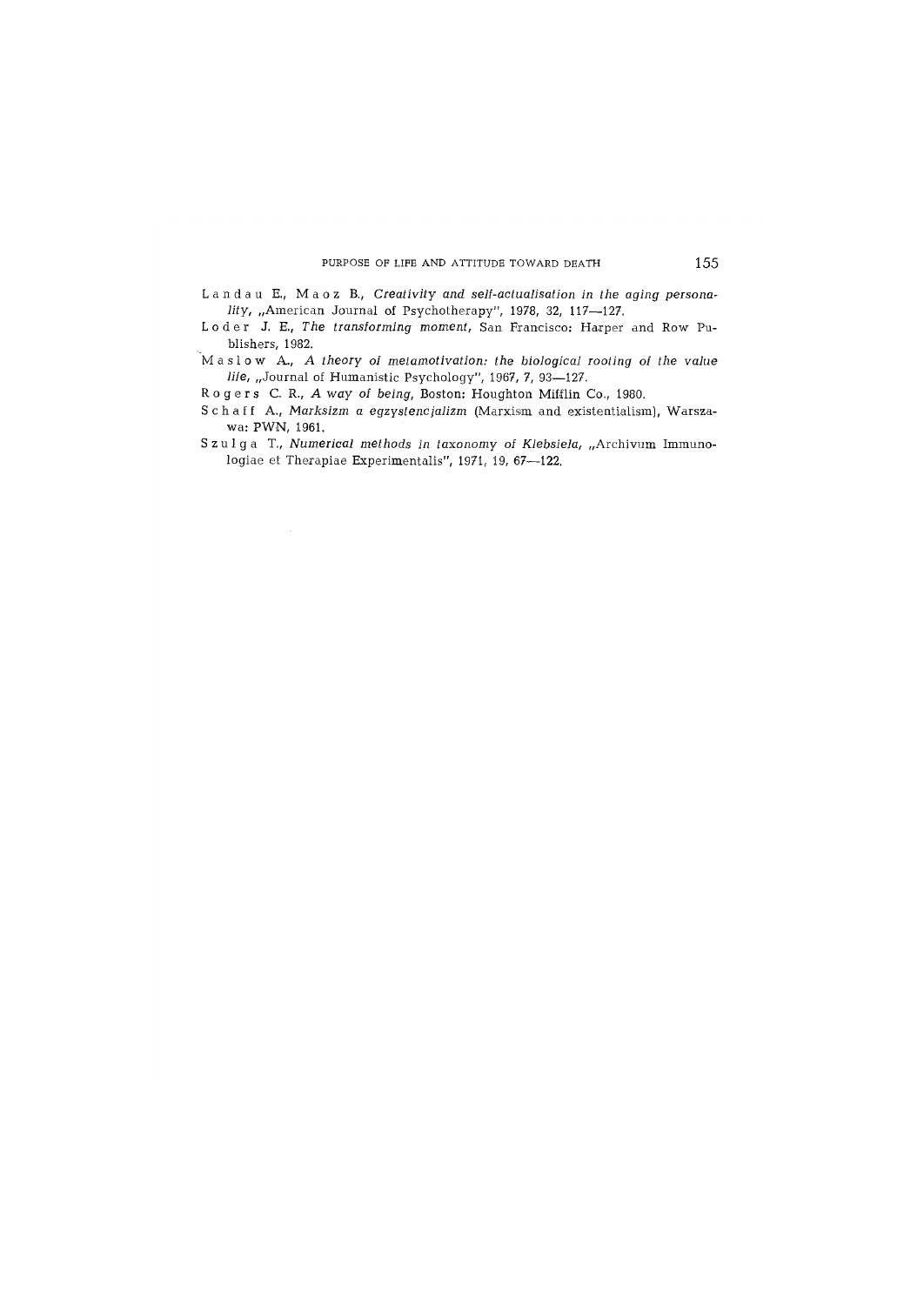Landau E., Maoz B., *Creativity and self-actualisation in the aging personality*, „American Journal of Psychotherapy", 1978, 32, 117—127.

Loder J. E., *The transforming moment*, San Francisco: Harper and Row Publishers, 1982.

Maslow A., *A theory of metamotivation: the biological rooting of the value life*, „Journal of Humanistic Psychology", 1967, 7, 93—127.

Rogers C. R., *A way of being*, Boston: Houghton Mifflin Co., 1980.

Schaff A., *Marksizm a egzystencjalizm* (Marxism and existentialism), Warszawa: PWN, 1961.

Szulga T., *Numerical methods in taxonomy of Klebsiela*, „Archivum Immunologiae et Therapiae Experimentalis", 1971, 19, 67—122.